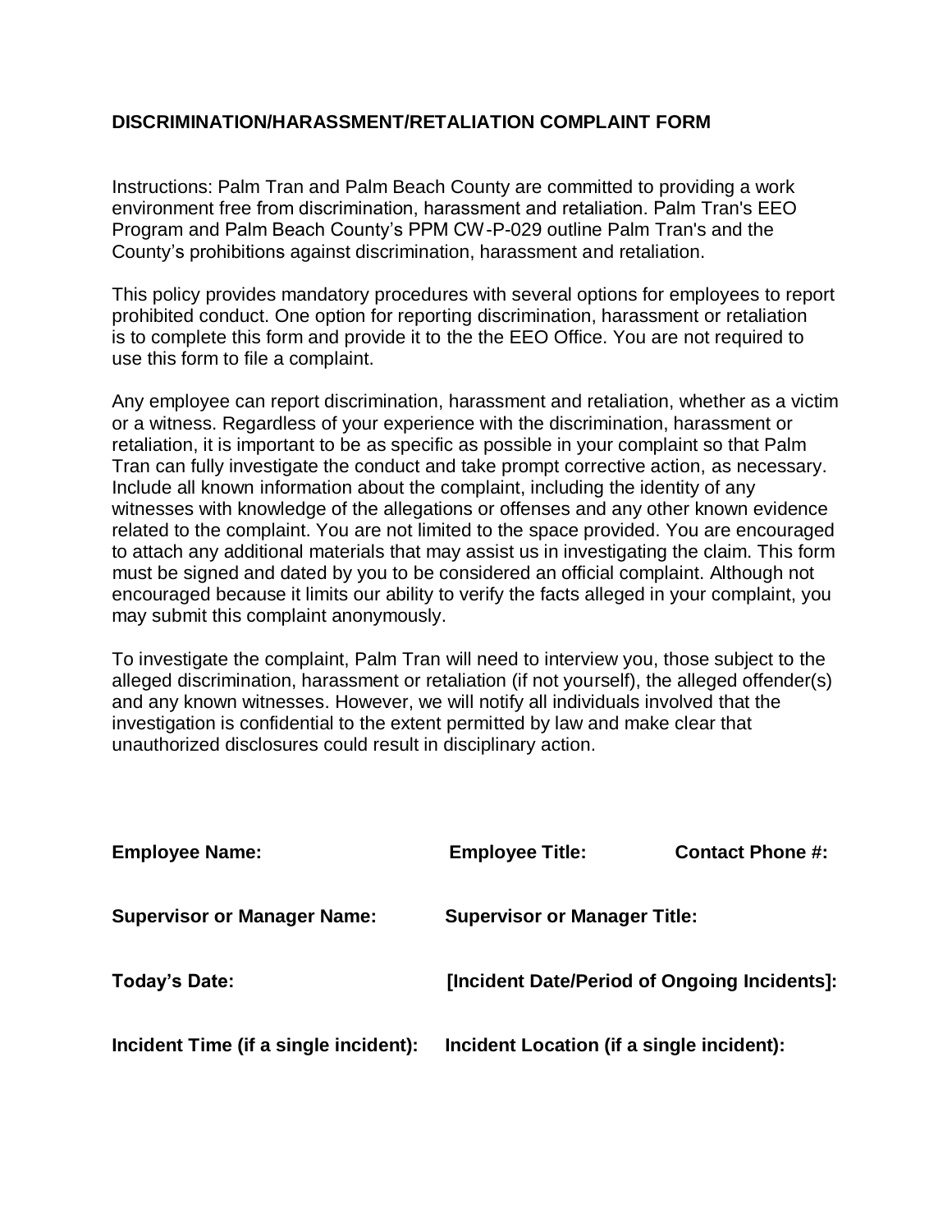# DISCRIMINATION/HARASSMENT/RETALIATION COMPLAINT FORM

Instructions: Palm Tran and Palm Beach County are committed to providing a work environment free from discrimination, harassment and retaliation. Palm Tran's EEO Program and Palm Beach County's PPM CW-P-029 outline Palm Tran's and the County's prohibitions against discrimination, harassment and retaliation.

This policy provides mandatory procedures with several options for employees to report prohibited conduct. One option for reporting discrimination, harassment or retaliation is to complete this form and provide it to the the EEO Office. You are not required to use this form to file a complaint.

Any employee can report discrimination, harassment and retaliation, whether as a victim or a witness. Regardless of your experience with the discrimination, harassment or retaliation, it is important to be as specific as possible in your complaint so that Palm Tran can fully investigate the conduct and take prompt corrective action, as necessary. Include all known information about the complaint, including the identity of any witnesses with knowledge of the allegations or offenses and any other known evidence related to the complaint. You are not limited to the space provided. You are encouraged to attach any additional materials that may assist us in investigating the claim. This form must be signed and dated by you to be considered an official complaint. Although not encouraged because it limits our ability to verify the facts alleged in your complaint, you may submit this complaint anonymously.

To investigate the complaint, Palm Tran will need to interview you, those subject to the alleged discrimination, harassment or retaliation (if not yourself), the alleged offender(s) and any known witnesses. However, we will notify all individuals involved that the investigation is confidential to the extent permitted by law and make clear that unauthorized disclosures could result in disciplinary action.

**Employee Name:** **Employee Title:** **Contact Phone #:**

**Supervisor or Manager Name:** **Supervisor or Manager Title:**

**Today's Date:** **[Incident Date/Period of Ongoing Incidents]:**

**Incident Time (if a single incident):** **Incident Location (if a single incident):**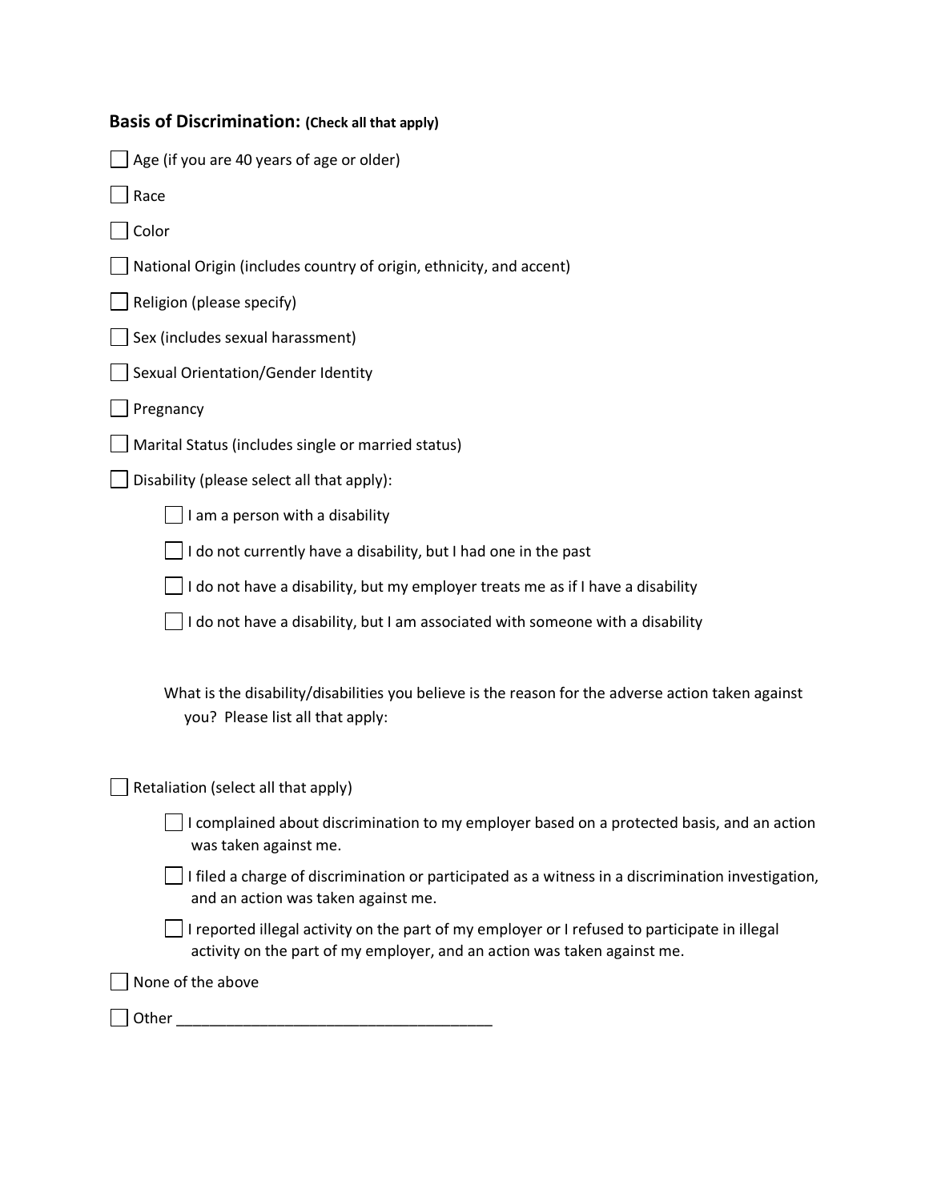### **Basis of Discrimination:** **(Check all that apply)**

- ☐ Age (if you are 40 years of age or older)
- ☐ Race
- ☐ Color
- ☐ National Origin (includes country of origin, ethnicity, and accent)
- ☐ Religion (please specify)
- ☐ Sex (includes sexual harassment)
- ☐ Sexual Orientation/Gender Identity
- ☐ Pregnancy
- ☐ Marital Status (includes single or married status)
- ☐ Disability (please select all that apply):
  - ☐ I am a person with a disability
  - ☐ I do not currently have a disability, but I had one in the past
  - ☐ I do not have a disability, but my employer treats me as if I have a disability
  - ☐ I do not have a disability, but I am associated with someone with a disability

  What is the disability/disabilities you believe is the reason for the adverse action taken against you? Please list all that apply:

- ☐ Retaliation (select all that apply)
  - ☐ I complained about discrimination to my employer based on a protected basis, and an action was taken against me.
  - ☐ I filed a charge of discrimination or participated as a witness in a discrimination investigation, and an action was taken against me.
  - ☐ I reported illegal activity on the part of my employer or I refused to participate in illegal activity on the part of my employer, and an action was taken against me.
- ☐ None of the above
- ☐ Other ______________________________________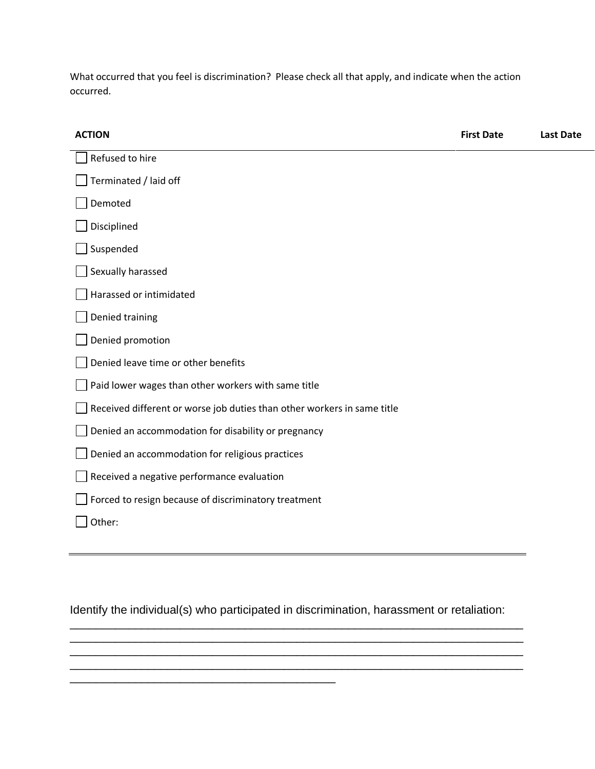What occurred that you feel is discrimination? Please check all that apply, and indicate when the action occurred.

| ACTION | First Date | Last Date |
| --- | --- | --- |
| ☐ Refused to hire | | |
| ☐ Terminated / laid off | | |
| ☐ Demoted | | |
| ☐ Disciplined | | |
| ☐ Suspended | | |
| ☐ Sexually harassed | | |
| ☐ Harassed or intimidated | | |
| ☐ Denied training | | |
| ☐ Denied promotion | | |
| ☐ Denied leave time or other benefits | | |
| ☐ Paid lower wages than other workers with same title | | |
| ☐ Received different or worse job duties than other workers in same title | | |
| ☐ Denied an accommodation for disability or pregnancy | | |
| ☐ Denied an accommodation for religious practices | | |
| ☐ Received a negative performance evaluation | | |
| ☐ Forced to resign because of discriminatory treatment | | |
| ☐ Other: | | |

Identify the individual(s) who participated in discrimination, harassment or retaliation:

_______________________________________________________________________________
_______________________________________________________________________________
_______________________________________________________________________________
_______________________________________________________________________________
______________________________________________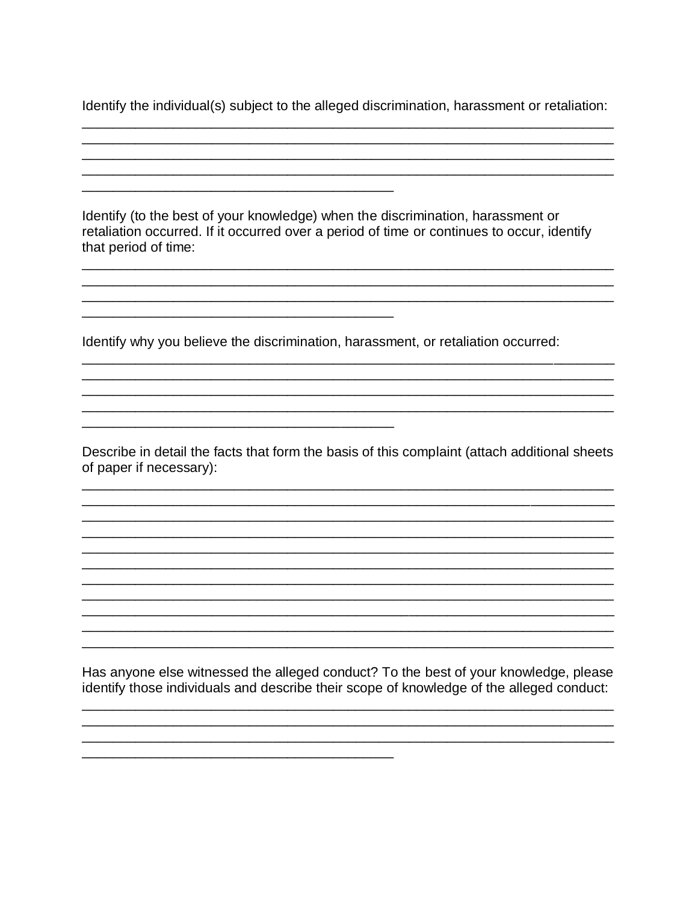Identify the individual(s) subject to the alleged discrimination, harassment or retaliation:

\_\_\_\_\_\_\_\_\_\_\_\_\_\_\_\_\_\_\_\_\_\_\_\_\_\_\_\_\_\_\_\_\_\_\_\_\_\_\_\_\_\_\_\_\_\_\_\_\_\_\_\_\_\_\_\_\_\_\_\_\_\_\_\_\_\_\_\_\_\_
\_\_\_\_\_\_\_\_\_\_\_\_\_\_\_\_\_\_\_\_\_\_\_\_\_\_\_\_\_\_\_\_\_\_\_\_\_\_\_\_\_\_\_\_\_\_\_\_\_\_\_\_\_\_\_\_\_\_\_\_\_\_\_\_\_\_\_\_\_\_
\_\_\_\_\_\_\_\_\_\_\_\_\_\_\_\_\_\_\_\_\_\_\_\_\_\_\_\_\_\_\_\_\_\_\_\_\_\_\_\_\_\_\_\_\_\_\_\_\_\_\_\_\_\_\_\_\_\_\_\_\_\_\_\_\_\_\_\_\_\_
\_\_\_\_\_\_\_\_\_\_\_\_\_\_\_\_\_\_\_\_\_\_\_\_\_\_\_\_\_\_\_\_\_\_\_\_\_\_\_\_\_\_\_\_\_\_\_\_\_\_\_\_\_\_\_\_\_\_\_\_\_\_\_\_\_\_\_\_\_\_
\_\_\_\_\_\_\_\_\_\_\_\_\_\_\_\_\_\_\_\_\_\_\_\_\_\_\_\_\_\_\_\_\_\_\_\_\_\_\_\_\_\_

Identify (to the best of your knowledge) when the discrimination, harassment or retaliation occurred. If it occurred over a period of time or continues to occur, identify that period of time:

\_\_\_\_\_\_\_\_\_\_\_\_\_\_\_\_\_\_\_\_\_\_\_\_\_\_\_\_\_\_\_\_\_\_\_\_\_\_\_\_\_\_\_\_\_\_\_\_\_\_\_\_\_\_\_\_\_\_\_\_\_\_\_\_\_\_\_\_\_\_
\_\_\_\_\_\_\_\_\_\_\_\_\_\_\_\_\_\_\_\_\_\_\_\_\_\_\_\_\_\_\_\_\_\_\_\_\_\_\_\_\_\_\_\_\_\_\_\_\_\_\_\_\_\_\_\_\_\_\_\_\_\_\_\_\_\_\_\_\_\_
\_\_\_\_\_\_\_\_\_\_\_\_\_\_\_\_\_\_\_\_\_\_\_\_\_\_\_\_\_\_\_\_\_\_\_\_\_\_\_\_\_\_\_\_\_\_\_\_\_\_\_\_\_\_\_\_\_\_\_\_\_\_\_\_\_\_\_\_\_\_
\_\_\_\_\_\_\_\_\_\_\_\_\_\_\_\_\_\_\_\_\_\_\_\_\_\_\_\_\_\_\_\_\_\_\_\_\_\_\_\_\_\_

Identify why you believe the discrimination, harassment, or retaliation occurred:

\_\_\_\_\_\_\_\_\_\_\_\_\_\_\_\_\_\_\_\_\_\_\_\_\_\_\_\_\_\_\_\_\_\_\_\_\_\_\_\_\_\_\_\_\_\_\_\_\_\_\_\_\_\_\_\_\_\_\_\_\_\_\_\_\_\_\_\_\_\_
\_\_\_\_\_\_\_\_\_\_\_\_\_\_\_\_\_\_\_\_\_\_\_\_\_\_\_\_\_\_\_\_\_\_\_\_\_\_\_\_\_\_\_\_\_\_\_\_\_\_\_\_\_\_\_\_\_\_\_\_\_\_\_\_\_\_\_\_\_\_
\_\_\_\_\_\_\_\_\_\_\_\_\_\_\_\_\_\_\_\_\_\_\_\_\_\_\_\_\_\_\_\_\_\_\_\_\_\_\_\_\_\_\_\_\_\_\_\_\_\_\_\_\_\_\_\_\_\_\_\_\_\_\_\_\_\_\_\_\_\_
\_\_\_\_\_\_\_\_\_\_\_\_\_\_\_\_\_\_\_\_\_\_\_\_\_\_\_\_\_\_\_\_\_\_\_\_\_\_\_\_\_\_\_\_\_\_\_\_\_\_\_\_\_\_\_\_\_\_\_\_\_\_\_\_\_\_\_\_\_\_
\_\_\_\_\_\_\_\_\_\_\_\_\_\_\_\_\_\_\_\_\_\_\_\_\_\_\_\_\_\_\_\_\_\_\_\_\_\_\_\_\_\_

Describe in detail the facts that form the basis of this complaint (attach additional sheets of paper if necessary):

\_\_\_\_\_\_\_\_\_\_\_\_\_\_\_\_\_\_\_\_\_\_\_\_\_\_\_\_\_\_\_\_\_\_\_\_\_\_\_\_\_\_\_\_\_\_\_\_\_\_\_\_\_\_\_\_\_\_\_\_\_\_\_\_\_\_\_\_\_\_
\_\_\_\_\_\_\_\_\_\_\_\_\_\_\_\_\_\_\_\_\_\_\_\_\_\_\_\_\_\_\_\_\_\_\_\_\_\_\_\_\_\_\_\_\_\_\_\_\_\_\_\_\_\_\_\_\_\_\_\_\_\_\_\_\_\_\_\_\_\_
\_\_\_\_\_\_\_\_\_\_\_\_\_\_\_\_\_\_\_\_\_\_\_\_\_\_\_\_\_\_\_\_\_\_\_\_\_\_\_\_\_\_\_\_\_\_\_\_\_\_\_\_\_\_\_\_\_\_\_\_\_\_\_\_\_\_\_\_\_\_
\_\_\_\_\_\_\_\_\_\_\_\_\_\_\_\_\_\_\_\_\_\_\_\_\_\_\_\_\_\_\_\_\_\_\_\_\_\_\_\_\_\_\_\_\_\_\_\_\_\_\_\_\_\_\_\_\_\_\_\_\_\_\_\_\_\_\_\_\_\_
\_\_\_\_\_\_\_\_\_\_\_\_\_\_\_\_\_\_\_\_\_\_\_\_\_\_\_\_\_\_\_\_\_\_\_\_\_\_\_\_\_\_\_\_\_\_\_\_\_\_\_\_\_\_\_\_\_\_\_\_\_\_\_\_\_\_\_\_\_\_
\_\_\_\_\_\_\_\_\_\_\_\_\_\_\_\_\_\_\_\_\_\_\_\_\_\_\_\_\_\_\_\_\_\_\_\_\_\_\_\_\_\_\_\_\_\_\_\_\_\_\_\_\_\_\_\_\_\_\_\_\_\_\_\_\_\_\_\_\_\_
\_\_\_\_\_\_\_\_\_\_\_\_\_\_\_\_\_\_\_\_\_\_\_\_\_\_\_\_\_\_\_\_\_\_\_\_\_\_\_\_\_\_\_\_\_\_\_\_\_\_\_\_\_\_\_\_\_\_\_\_\_\_\_\_\_\_\_\_\_\_
\_\_\_\_\_\_\_\_\_\_\_\_\_\_\_\_\_\_\_\_\_\_\_\_\_\_\_\_\_\_\_\_\_\_\_\_\_\_\_\_\_\_\_\_\_\_\_\_\_\_\_\_\_\_\_\_\_\_\_\_\_\_\_\_\_\_\_\_\_\_
\_\_\_\_\_\_\_\_\_\_\_\_\_\_\_\_\_\_\_\_\_\_\_\_\_\_\_\_\_\_\_\_\_\_\_\_\_\_\_\_\_\_\_\_\_\_\_\_\_\_\_\_\_\_\_\_\_\_\_\_\_\_\_\_\_\_\_\_\_\_
\_\_\_\_\_\_\_\_\_\_\_\_\_\_\_\_\_\_\_\_\_\_\_\_\_\_\_\_\_\_\_\_\_\_\_\_\_\_\_\_\_\_\_\_\_\_\_\_\_\_\_\_\_\_\_\_\_\_\_\_\_\_\_\_\_\_\_\_\_\_
\_\_\_\_\_\_\_\_\_\_\_\_\_\_\_\_\_\_\_\_\_\_\_\_\_\_\_\_\_\_\_\_\_\_\_\_\_\_\_\_\_\_\_\_\_\_\_\_\_\_\_\_\_\_\_\_\_\_\_\_\_\_\_\_\_\_\_\_\_\_

Has anyone else witnessed the alleged conduct? To the best of your knowledge, please identify those individuals and describe their scope of knowledge of the alleged conduct:

\_\_\_\_\_\_\_\_\_\_\_\_\_\_\_\_\_\_\_\_\_\_\_\_\_\_\_\_\_\_\_\_\_\_\_\_\_\_\_\_\_\_\_\_\_\_\_\_\_\_\_\_\_\_\_\_\_\_\_\_\_\_\_\_\_\_\_\_\_\_
\_\_\_\_\_\_\_\_\_\_\_\_\_\_\_\_\_\_\_\_\_\_\_\_\_\_\_\_\_\_\_\_\_\_\_\_\_\_\_\_\_\_\_\_\_\_\_\_\_\_\_\_\_\_\_\_\_\_\_\_\_\_\_\_\_\_\_\_\_\_
\_\_\_\_\_\_\_\_\_\_\_\_\_\_\_\_\_\_\_\_\_\_\_\_\_\_\_\_\_\_\_\_\_\_\_\_\_\_\_\_\_\_\_\_\_\_\_\_\_\_\_\_\_\_\_\_\_\_\_\_\_\_\_\_\_\_\_\_\_\_
\_\_\_\_\_\_\_\_\_\_\_\_\_\_\_\_\_\_\_\_\_\_\_\_\_\_\_\_\_\_\_\_\_\_\_\_\_\_\_\_\_\_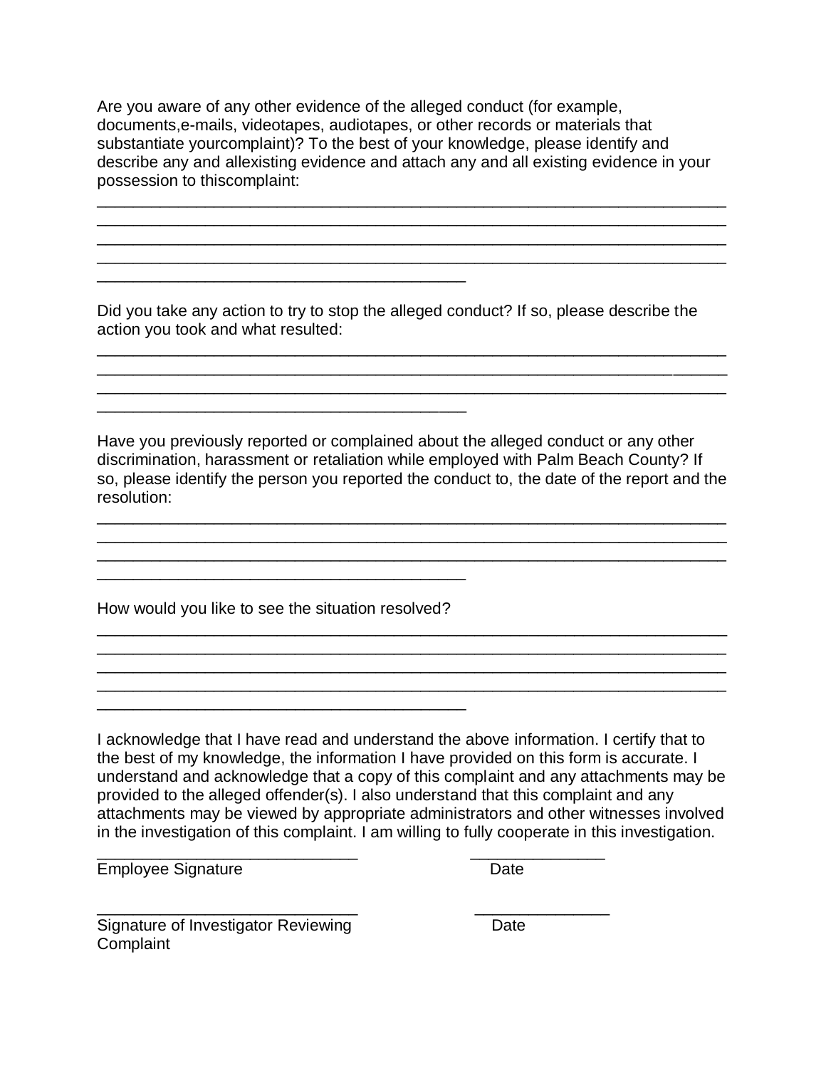Are you aware of any other evidence of the alleged conduct (for example, documents,e-mails, videotapes, audiotapes, or other records or materials that substantiate yourcomplaint)? To the best of your knowledge, please identify and describe any and allexisting evidence and attach any and all existing evidence in your possession to thiscomplaint:

______________________________________________________________________
______________________________________________________________________
______________________________________________________________________
______________________________________________________________________
_________________________________________

Did you take any action to try to stop the alleged conduct? If so, please describe the action you took and what resulted:

______________________________________________________________________
______________________________________________________________________
______________________________________________________________________
_________________________________________

Have you previously reported or complained about the alleged conduct or any other discrimination, harassment or retaliation while employed with Palm Beach County? If so, please identify the person you reported the conduct to, the date of the report and the resolution:

______________________________________________________________________
______________________________________________________________________
______________________________________________________________________
_________________________________________

How would you like to see the situation resolved?

______________________________________________________________________
______________________________________________________________________
______________________________________________________________________
______________________________________________________________________
_________________________________________

I acknowledge that I have read and understand the above information. I certify that to the best of my knowledge, the information I have provided on this form is accurate. I understand and acknowledge that a copy of this complaint and any attachments may be provided to the alleged offender(s). I also understand that this complaint and any attachments may be viewed by appropriate administrators and other witnesses involved in the investigation of this complaint. I am willing to fully cooperate in this investigation.

_____________________________ _______________
Employee Signature Date

_____________________________ _______________
Signature of Investigator Reviewing Complaint Date